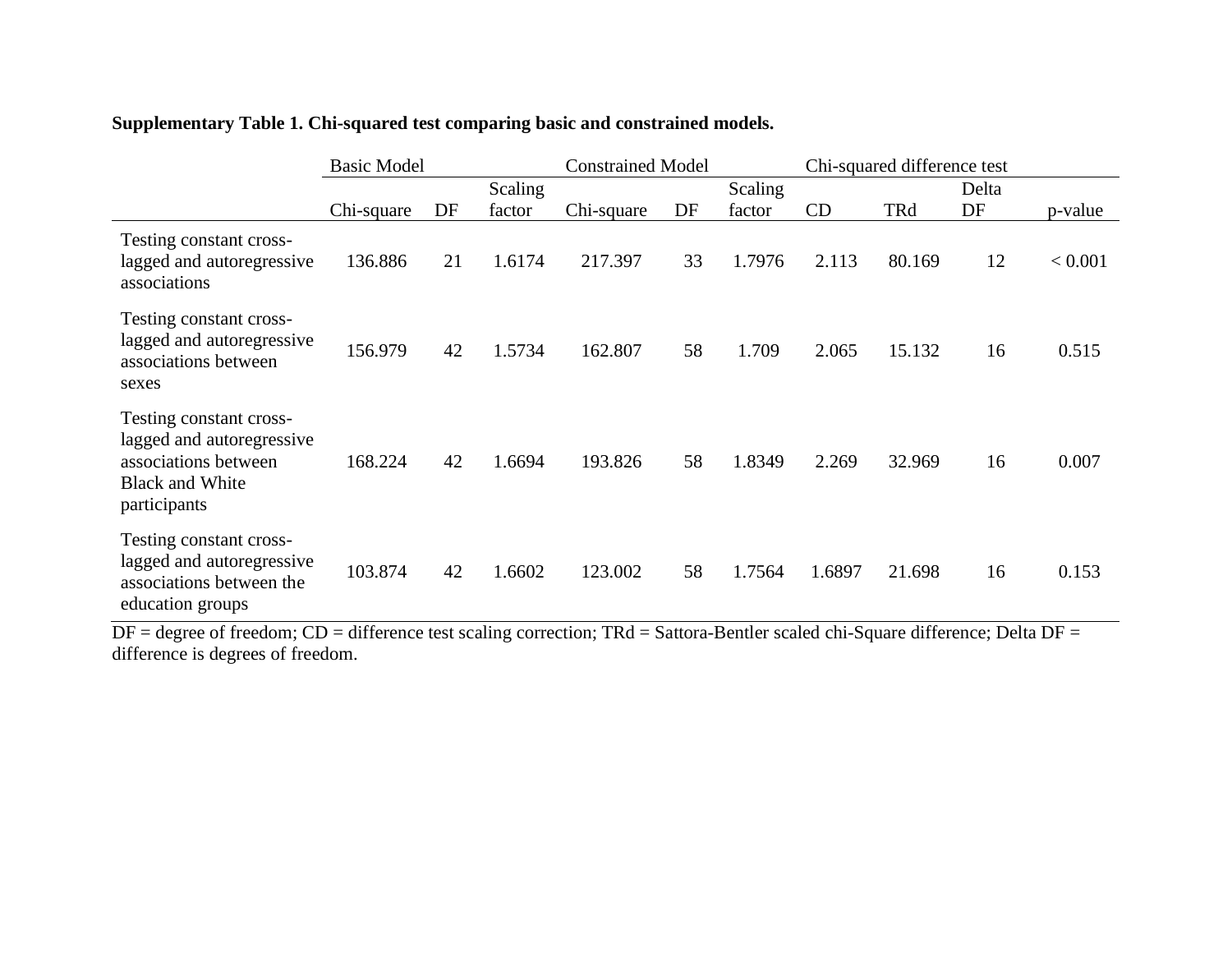**Supplementary Table 1. Chi-squared test comparing basic and constrained models.**

| | Basic Model | | | Constrained Model | | | Chi-squared difference test | | | |
|---|---|---|---|---|---|---|---|---|---|---|
| | Chi-square | DF | Scaling factor | Chi-square | DF | Scaling factor | CD | TRd | Delta DF | p-value |
| Testing constant cross-lagged and autoregressive associations | 136.886 | 21 | 1.6174 | 217.397 | 33 | 1.7976 | 2.113 | 80.169 | 12 | < 0.001 |
| Testing constant cross-lagged and autoregressive associations between sexes | 156.979 | 42 | 1.5734 | 162.807 | 58 | 1.709 | 2.065 | 15.132 | 16 | 0.515 |
| Testing constant cross-lagged and autoregressive associations between Black and White participants | 168.224 | 42 | 1.6694 | 193.826 | 58 | 1.8349 | 2.269 | 32.969 | 16 | 0.007 |
| Testing constant cross-lagged and autoregressive associations between the education groups | 103.874 | 42 | 1.6602 | 123.002 | 58 | 1.7564 | 1.6897 | 21.698 | 16 | 0.153 |

DF = degree of freedom; CD = difference test scaling correction; TRd = Sattora-Bentler scaled chi-Square difference; Delta DF = difference is degrees of freedom.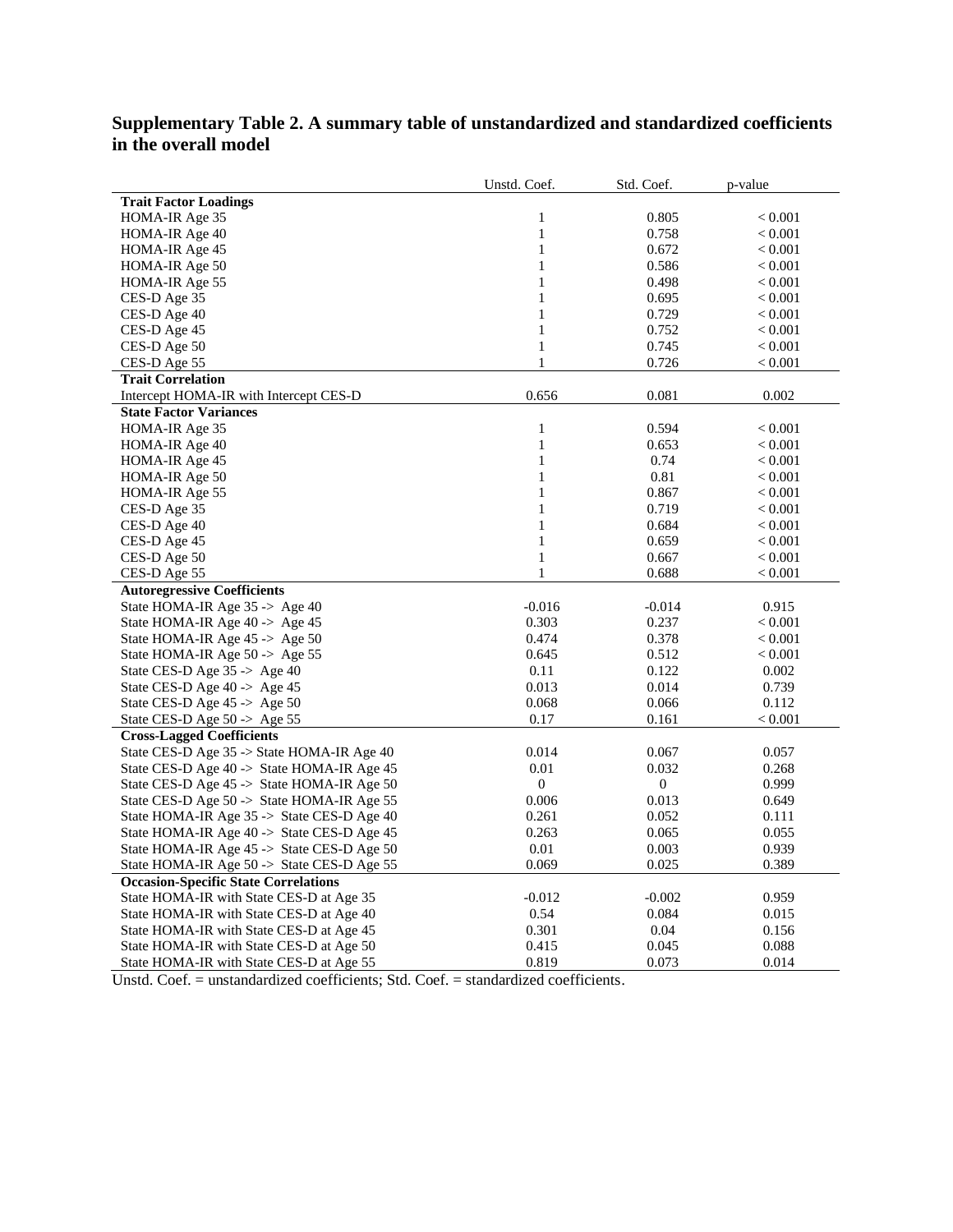**Supplementary Table 2. A summary table of unstandardized and standardized coefficients in the overall model**

| | Unstd. Coef. | Std. Coef. | p-value |
|---|---|---|---|
| **Trait Factor Loadings** | | | |
| HOMA-IR Age 35 | 1 | 0.805 | < 0.001 |
| HOMA-IR Age 40 | 1 | 0.758 | < 0.001 |
| HOMA-IR Age 45 | 1 | 0.672 | < 0.001 |
| HOMA-IR Age 50 | 1 | 0.586 | < 0.001 |
| HOMA-IR Age 55 | 1 | 0.498 | < 0.001 |
| CES-D Age 35 | 1 | 0.695 | < 0.001 |
| CES-D Age 40 | 1 | 0.729 | < 0.001 |
| CES-D Age 45 | 1 | 0.752 | < 0.001 |
| CES-D Age 50 | 1 | 0.745 | < 0.001 |
| CES-D Age 55 | 1 | 0.726 | < 0.001 |
| **Trait Correlation** | | | |
| Intercept HOMA-IR with Intercept CES-D | 0.656 | 0.081 | 0.002 |
| **State Factor Variances** | | | |
| HOMA-IR Age 35 | 1 | 0.594 | < 0.001 |
| HOMA-IR Age 40 | 1 | 0.653 | < 0.001 |
| HOMA-IR Age 45 | 1 | 0.74 | < 0.001 |
| HOMA-IR Age 50 | 1 | 0.81 | < 0.001 |
| HOMA-IR Age 55 | 1 | 0.867 | < 0.001 |
| CES-D Age 35 | 1 | 0.719 | < 0.001 |
| CES-D Age 40 | 1 | 0.684 | < 0.001 |
| CES-D Age 45 | 1 | 0.659 | < 0.001 |
| CES-D Age 50 | 1 | 0.667 | < 0.001 |
| CES-D Age 55 | 1 | 0.688 | < 0.001 |
| **Autoregressive Coefficients** | | | |
| State HOMA-IR Age 35 -> Age 40 | -0.016 | -0.014 | 0.915 |
| State HOMA-IR Age 40 -> Age 45 | 0.303 | 0.237 | < 0.001 |
| State HOMA-IR Age 45 -> Age 50 | 0.474 | 0.378 | < 0.001 |
| State HOMA-IR Age 50 -> Age 55 | 0.645 | 0.512 | < 0.001 |
| State CES-D Age 35 -> Age 40 | 0.11 | 0.122 | 0.002 |
| State CES-D Age 40 -> Age 45 | 0.013 | 0.014 | 0.739 |
| State CES-D Age 45 -> Age 50 | 0.068 | 0.066 | 0.112 |
| State CES-D Age 50 -> Age 55 | 0.17 | 0.161 | < 0.001 |
| **Cross-Lagged Coefficients** | | | |
| State CES-D Age 35 -> State HOMA-IR Age 40 | 0.014 | 0.067 | 0.057 |
| State CES-D Age 40 -> State HOMA-IR Age 45 | 0.01 | 0.032 | 0.268 |
| State CES-D Age 45 -> State HOMA-IR Age 50 | 0 | 0 | 0.999 |
| State CES-D Age 50 -> State HOMA-IR Age 55 | 0.006 | 0.013 | 0.649 |
| State HOMA-IR Age 35 -> State CES-D Age 40 | 0.261 | 0.052 | 0.111 |
| State HOMA-IR Age 40 -> State CES-D Age 45 | 0.263 | 0.065 | 0.055 |
| State HOMA-IR Age 45 -> State CES-D Age 50 | 0.01 | 0.003 | 0.939 |
| State HOMA-IR Age 50 -> State CES-D Age 55 | 0.069 | 0.025 | 0.389 |
| **Occasion-Specific State Correlations** | | | |
| State HOMA-IR with State CES-D at Age 35 | -0.012 | -0.002 | 0.959 |
| State HOMA-IR with State CES-D at Age 40 | 0.54 | 0.084 | 0.015 |
| State HOMA-IR with State CES-D at Age 45 | 0.301 | 0.04 | 0.156 |
| State HOMA-IR with State CES-D at Age 50 | 0.415 | 0.045 | 0.088 |
| State HOMA-IR with State CES-D at Age 55 | 0.819 | 0.073 | 0.014 |

Unstd. Coef. = unstandardized coefficients; Std. Coef. = standardized coefficients.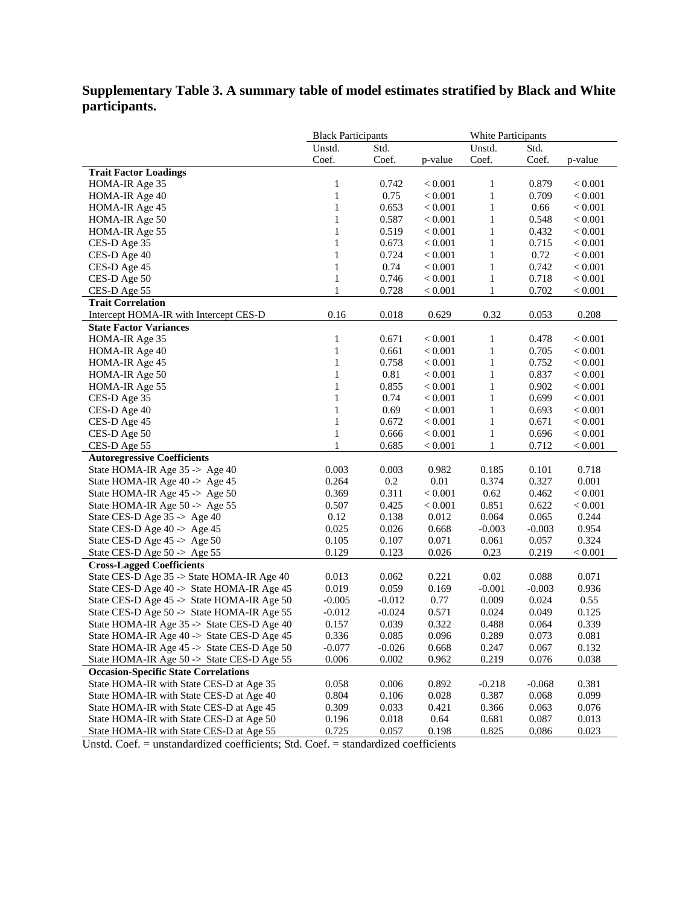**Supplementary Table 3. A summary table of model estimates stratified by Black and White participants.**

| | Black Participants | | | White Participants | | |
|---|---|---|---|---|---|---|
| | Unstd. Coef. | Std. Coef. | p-value | Unstd. Coef. | Std. Coef. | p-value |
| **Trait Factor Loadings** | | | | | | |
| HOMA-IR Age 35 | 1 | 0.742 | < 0.001 | 1 | 0.879 | < 0.001 |
| HOMA-IR Age 40 | 1 | 0.75 | < 0.001 | 1 | 0.709 | < 0.001 |
| HOMA-IR Age 45 | 1 | 0.653 | < 0.001 | 1 | 0.66 | < 0.001 |
| HOMA-IR Age 50 | 1 | 0.587 | < 0.001 | 1 | 0.548 | < 0.001 |
| HOMA-IR Age 55 | 1 | 0.519 | < 0.001 | 1 | 0.432 | < 0.001 |
| CES-D Age 35 | 1 | 0.673 | < 0.001 | 1 | 0.715 | < 0.001 |
| CES-D Age 40 | 1 | 0.724 | < 0.001 | 1 | 0.72 | < 0.001 |
| CES-D Age 45 | 1 | 0.74 | < 0.001 | 1 | 0.742 | < 0.001 |
| CES-D Age 50 | 1 | 0.746 | < 0.001 | 1 | 0.718 | < 0.001 |
| CES-D Age 55 | 1 | 0.728 | < 0.001 | 1 | 0.702 | < 0.001 |
| **Trait Correlation** | | | | | | |
| Intercept HOMA-IR with Intercept CES-D | 0.16 | 0.018 | 0.629 | 0.32 | 0.053 | 0.208 |
| **State Factor Variances** | | | | | | |
| HOMA-IR Age 35 | 1 | 0.671 | < 0.001 | 1 | 0.478 | < 0.001 |
| HOMA-IR Age 40 | 1 | 0.661 | < 0.001 | 1 | 0.705 | < 0.001 |
| HOMA-IR Age 45 | 1 | 0.758 | < 0.001 | 1 | 0.752 | < 0.001 |
| HOMA-IR Age 50 | 1 | 0.81 | < 0.001 | 1 | 0.837 | < 0.001 |
| HOMA-IR Age 55 | 1 | 0.855 | < 0.001 | 1 | 0.902 | < 0.001 |
| CES-D Age 35 | 1 | 0.74 | < 0.001 | 1 | 0.699 | < 0.001 |
| CES-D Age 40 | 1 | 0.69 | < 0.001 | 1 | 0.693 | < 0.001 |
| CES-D Age 45 | 1 | 0.672 | < 0.001 | 1 | 0.671 | < 0.001 |
| CES-D Age 50 | 1 | 0.666 | < 0.001 | 1 | 0.696 | < 0.001 |
| CES-D Age 55 | 1 | 0.685 | < 0.001 | 1 | 0.712 | < 0.001 |
| **Autoregressive Coefficients** | | | | | | |
| State HOMA-IR Age 35 -> Age 40 | 0.003 | 0.003 | 0.982 | 0.185 | 0.101 | 0.718 |
| State HOMA-IR Age 40 -> Age 45 | 0.264 | 0.2 | 0.01 | 0.374 | 0.327 | 0.001 |
| State HOMA-IR Age 45 -> Age 50 | 0.369 | 0.311 | < 0.001 | 0.62 | 0.462 | < 0.001 |
| State HOMA-IR Age 50 -> Age 55 | 0.507 | 0.425 | < 0.001 | 0.851 | 0.622 | < 0.001 |
| State CES-D Age 35 -> Age 40 | 0.12 | 0.138 | 0.012 | 0.064 | 0.065 | 0.244 |
| State CES-D Age 40 -> Age 45 | 0.025 | 0.026 | 0.668 | -0.003 | -0.003 | 0.954 |
| State CES-D Age 45 -> Age 50 | 0.105 | 0.107 | 0.071 | 0.061 | 0.057 | 0.324 |
| State CES-D Age 50 -> Age 55 | 0.129 | 0.123 | 0.026 | 0.23 | 0.219 | < 0.001 |
| **Cross-Lagged Coefficients** | | | | | | |
| State CES-D Age 35 -> State HOMA-IR Age 40 | 0.013 | 0.062 | 0.221 | 0.02 | 0.088 | 0.071 |
| State CES-D Age 40 -> State HOMA-IR Age 45 | 0.019 | 0.059 | 0.169 | -0.001 | -0.003 | 0.936 |
| State CES-D Age 45 -> State HOMA-IR Age 50 | -0.005 | -0.012 | 0.77 | 0.009 | 0.024 | 0.55 |
| State CES-D Age 50 -> State HOMA-IR Age 55 | -0.012 | -0.024 | 0.571 | 0.024 | 0.049 | 0.125 |
| State HOMA-IR Age 35 -> State CES-D Age 40 | 0.157 | 0.039 | 0.322 | 0.488 | 0.064 | 0.339 |
| State HOMA-IR Age 40 -> State CES-D Age 45 | 0.336 | 0.085 | 0.096 | 0.289 | 0.073 | 0.081 |
| State HOMA-IR Age 45 -> State CES-D Age 50 | -0.077 | -0.026 | 0.668 | 0.247 | 0.067 | 0.132 |
| State HOMA-IR Age 50 -> State CES-D Age 55 | 0.006 | 0.002 | 0.962 | 0.219 | 0.076 | 0.038 |
| **Occasion-Specific State Correlations** | | | | | | |
| State HOMA-IR with State CES-D at Age 35 | 0.058 | 0.006 | 0.892 | -0.218 | -0.068 | 0.381 |
| State HOMA-IR with State CES-D at Age 40 | 0.804 | 0.106 | 0.028 | 0.387 | 0.068 | 0.099 |
| State HOMA-IR with State CES-D at Age 45 | 0.309 | 0.033 | 0.421 | 0.366 | 0.063 | 0.076 |
| State HOMA-IR with State CES-D at Age 50 | 0.196 | 0.018 | 0.64 | 0.681 | 0.087 | 0.013 |
| State HOMA-IR with State CES-D at Age 55 | 0.725 | 0.057 | 0.198 | 0.825 | 0.086 | 0.023 |

Unstd. Coef. = unstandardized coefficients; Std. Coef. = standardized coefficients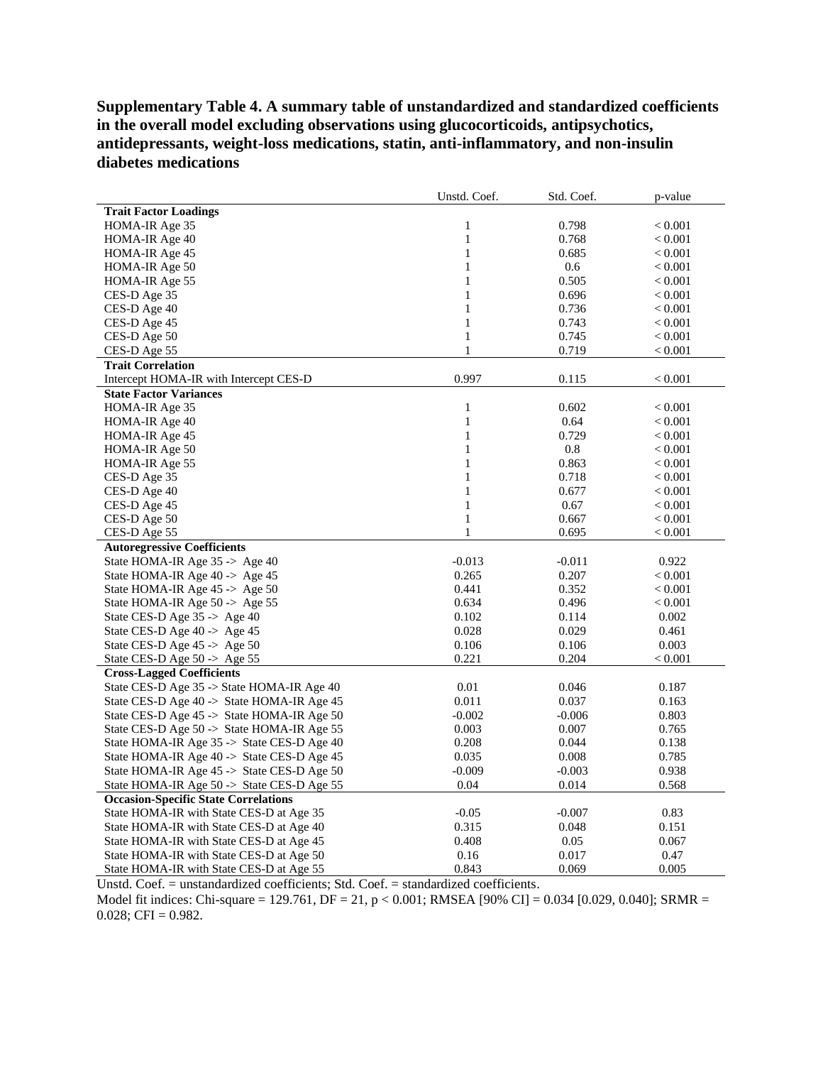**Supplementary Table 4. A summary table of unstandardized and standardized coefficients in the overall model excluding observations using glucocorticoids, antipsychotics, antidepressants, weight-loss medications, statin, anti-inflammatory, and non-insulin diabetes medications**

| | Unstd. Coef. | Std. Coef. | p-value |
|---|---|---|---|
| **Trait Factor Loadings** | | | |
| HOMA-IR Age 35 | 1 | 0.798 | < 0.001 |
| HOMA-IR Age 40 | 1 | 0.768 | < 0.001 |
| HOMA-IR Age 45 | 1 | 0.685 | < 0.001 |
| HOMA-IR Age 50 | 1 | 0.6 | < 0.001 |
| HOMA-IR Age 55 | 1 | 0.505 | < 0.001 |
| CES-D Age 35 | 1 | 0.696 | < 0.001 |
| CES-D Age 40 | 1 | 0.736 | < 0.001 |
| CES-D Age 45 | 1 | 0.743 | < 0.001 |
| CES-D Age 50 | 1 | 0.745 | < 0.001 |
| CES-D Age 55 | 1 | 0.719 | < 0.001 |
| **Trait Correlation** | | | |
| Intercept HOMA-IR with Intercept CES-D | 0.997 | 0.115 | < 0.001 |
| **State Factor Variances** | | | |
| HOMA-IR Age 35 | 1 | 0.602 | < 0.001 |
| HOMA-IR Age 40 | 1 | 0.64 | < 0.001 |
| HOMA-IR Age 45 | 1 | 0.729 | < 0.001 |
| HOMA-IR Age 50 | 1 | 0.8 | < 0.001 |
| HOMA-IR Age 55 | 1 | 0.863 | < 0.001 |
| CES-D Age 35 | 1 | 0.718 | < 0.001 |
| CES-D Age 40 | 1 | 0.677 | < 0.001 |
| CES-D Age 45 | 1 | 0.67 | < 0.001 |
| CES-D Age 50 | 1 | 0.667 | < 0.001 |
| CES-D Age 55 | 1 | 0.695 | < 0.001 |
| **Autoregressive Coefficients** | | | |
| State HOMA-IR Age 35 -> Age 40 | -0.013 | -0.011 | 0.922 |
| State HOMA-IR Age 40 -> Age 45 | 0.265 | 0.207 | < 0.001 |
| State HOMA-IR Age 45 -> Age 50 | 0.441 | 0.352 | < 0.001 |
| State HOMA-IR Age 50 -> Age 55 | 0.634 | 0.496 | < 0.001 |
| State CES-D Age 35 -> Age 40 | 0.102 | 0.114 | 0.002 |
| State CES-D Age 40 -> Age 45 | 0.028 | 0.029 | 0.461 |
| State CES-D Age 45 -> Age 50 | 0.106 | 0.106 | 0.003 |
| State CES-D Age 50 -> Age 55 | 0.221 | 0.204 | < 0.001 |
| **Cross-Lagged Coefficients** | | | |
| State CES-D Age 35 -> State HOMA-IR Age 40 | 0.01 | 0.046 | 0.187 |
| State CES-D Age 40 -> State HOMA-IR Age 45 | 0.011 | 0.037 | 0.163 |
| State CES-D Age 45 -> State HOMA-IR Age 50 | -0.002 | -0.006 | 0.803 |
| State CES-D Age 50 -> State HOMA-IR Age 55 | 0.003 | 0.007 | 0.765 |
| State HOMA-IR Age 35 -> State CES-D Age 40 | 0.208 | 0.044 | 0.138 |
| State HOMA-IR Age 40 -> State CES-D Age 45 | 0.035 | 0.008 | 0.785 |
| State HOMA-IR Age 45 -> State CES-D Age 50 | -0.009 | -0.003 | 0.938 |
| State HOMA-IR Age 50 -> State CES-D Age 55 | 0.04 | 0.014 | 0.568 |
| **Occasion-Specific State Correlations** | | | |
| State HOMA-IR with State CES-D at Age 35 | -0.05 | -0.007 | 0.83 |
| State HOMA-IR with State CES-D at Age 40 | 0.315 | 0.048 | 0.151 |
| State HOMA-IR with State CES-D at Age 45 | 0.408 | 0.05 | 0.067 |
| State HOMA-IR with State CES-D at Age 50 | 0.16 | 0.017 | 0.47 |
| State HOMA-IR with State CES-D at Age 55 | 0.843 | 0.069 | 0.005 |

Unstd. Coef. = unstandardized coefficients; Std. Coef. = standardized coefficients.

Model fit indices: Chi-square = 129.761, DF = 21, $p < 0.001$; RMSEA [90% CI] = 0.034 [0.029, 0.040]; SRMR = 0.028; CFI = 0.982.